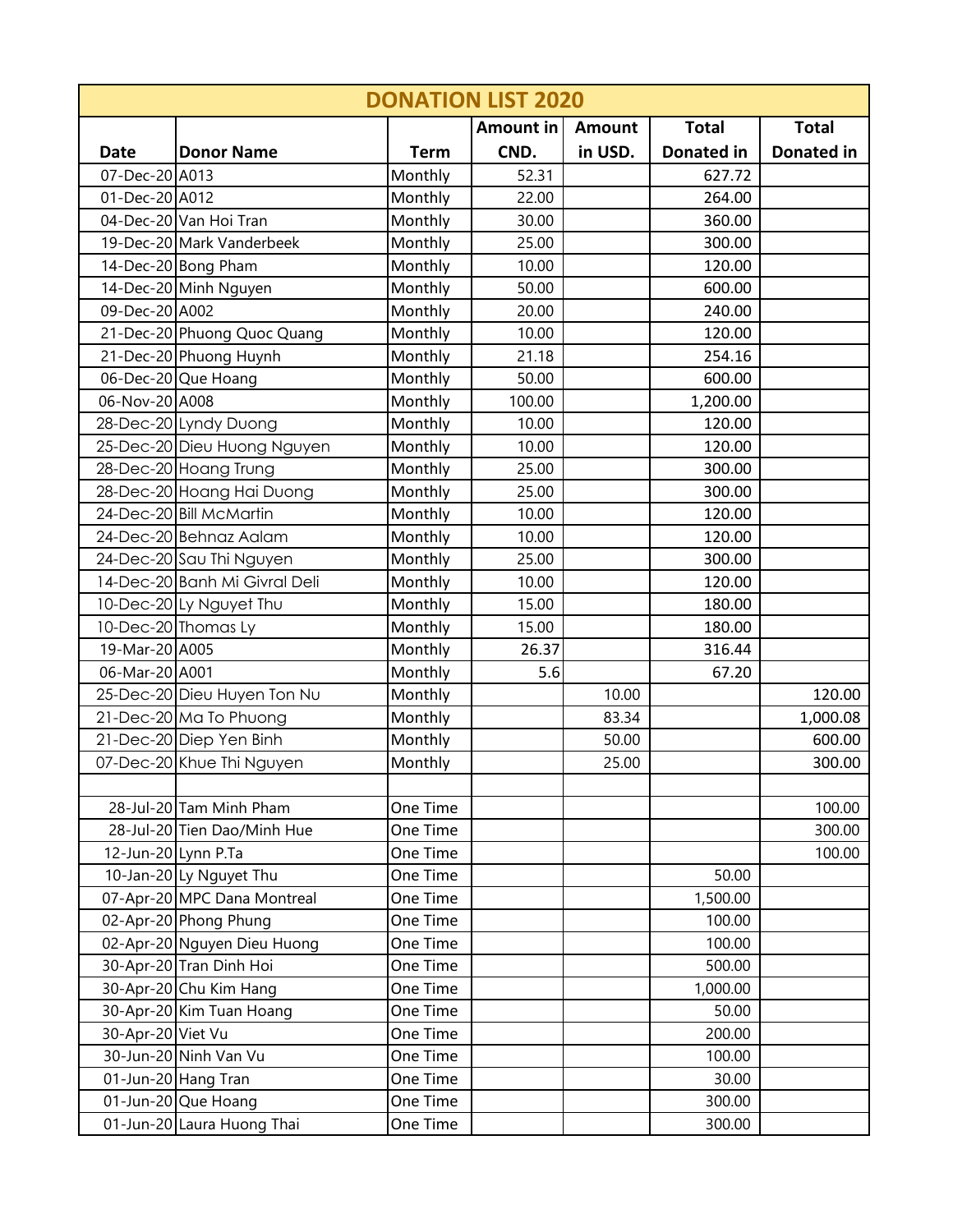| DONATION LIST 2020 | | | | | | |
|---|---|---|---|---|---|---|
| Date | Donor Name | Term | Amount in CND. | Amount in USD. | Total Donated in | Total Donated in |
| 07-Dec-20 | A013 | Monthly | 52.31 | | 627.72 | |
| 01-Dec-20 | A012 | Monthly | 22.00 | | 264.00 | |
| 04-Dec-20 | Van Hoi Tran | Monthly | 30.00 | | 360.00 | |
| 19-Dec-20 | Mark Vanderbeek | Monthly | 25.00 | | 300.00 | |
| 14-Dec-20 | Bong Pham | Monthly | 10.00 | | 120.00 | |
| 14-Dec-20 | Minh Nguyen | Monthly | 50.00 | | 600.00 | |
| 09-Dec-20 | A002 | Monthly | 20.00 | | 240.00 | |
| 21-Dec-20 | Phuong Quoc Quang | Monthly | 10.00 | | 120.00 | |
| 21-Dec-20 | Phuong Huynh | Monthly | 21.18 | | 254.16 | |
| 06-Dec-20 | Que Hoang | Monthly | 50.00 | | 600.00 | |
| 06-Nov-20 | A008 | Monthly | 100.00 | | 1,200.00 | |
| 28-Dec-20 | Lyndy Duong | Monthly | 10.00 | | 120.00 | |
| 25-Dec-20 | Dieu Huong Nguyen | Monthly | 10.00 | | 120.00 | |
| 28-Dec-20 | Hoang Trung | Monthly | 25.00 | | 300.00 | |
| 28-Dec-20 | Hoang Hai Duong | Monthly | 25.00 | | 300.00 | |
| 24-Dec-20 | Bill McMartin | Monthly | 10.00 | | 120.00 | |
| 24-Dec-20 | Behnaz Aalam | Monthly | 10.00 | | 120.00 | |
| 24-Dec-20 | Sau Thi Nguyen | Monthly | 25.00 | | 300.00 | |
| 14-Dec-20 | Banh Mi Givral Deli | Monthly | 10.00 | | 120.00 | |
| 10-Dec-20 | Ly Nguyet Thu | Monthly | 15.00 | | 180.00 | |
| 10-Dec-20 | Thomas Ly | Monthly | 15.00 | | 180.00 | |
| 19-Mar-20 | A005 | Monthly | 26.37 | | 316.44 | |
| 06-Mar-20 | A001 | Monthly | 5.6 | | 67.20 | |
| 25-Dec-20 | Dieu Huyen Ton Nu | Monthly | | 10.00 | | 120.00 |
| 21-Dec-20 | Ma To Phuong | Monthly | | 83.34 | | 1,000.08 |
| 21-Dec-20 | Diep Yen Binh | Monthly | | 50.00 | | 600.00 |
| 07-Dec-20 | Khue Thi Nguyen | Monthly | | 25.00 | | 300.00 |
| | | | | | | |
| 28-Jul-20 | Tam Minh Pham | One Time | | | | 100.00 |
| 28-Jul-20 | Tien Dao/Minh Hue | One Time | | | | 300.00 |
| 12-Jun-20 | Lynn P.Ta | One Time | | | | 100.00 |
| 10-Jan-20 | Ly Nguyet Thu | One Time | | | 50.00 | |
| 07-Apr-20 | MPC Dana Montreal | One Time | | | 1,500.00 | |
| 02-Apr-20 | Phong Phung | One Time | | | 100.00 | |
| 02-Apr-20 | Nguyen Dieu Huong | One Time | | | 100.00 | |
| 30-Apr-20 | Tran Dinh Hoi | One Time | | | 500.00 | |
| 30-Apr-20 | Chu Kim Hang | One Time | | | 1,000.00 | |
| 30-Apr-20 | Kim Tuan Hoang | One Time | | | 50.00 | |
| 30-Apr-20 | Viet Vu | One Time | | | 200.00 | |
| 30-Jun-20 | Ninh Van Vu | One Time | | | 100.00 | |
| 01-Jun-20 | Hang Tran | One Time | | | 30.00 | |
| 01-Jun-20 | Que Hoang | One Time | | | 300.00 | |
| 01-Jun-20 | Laura Huong Thai | One Time | | | 300.00 | |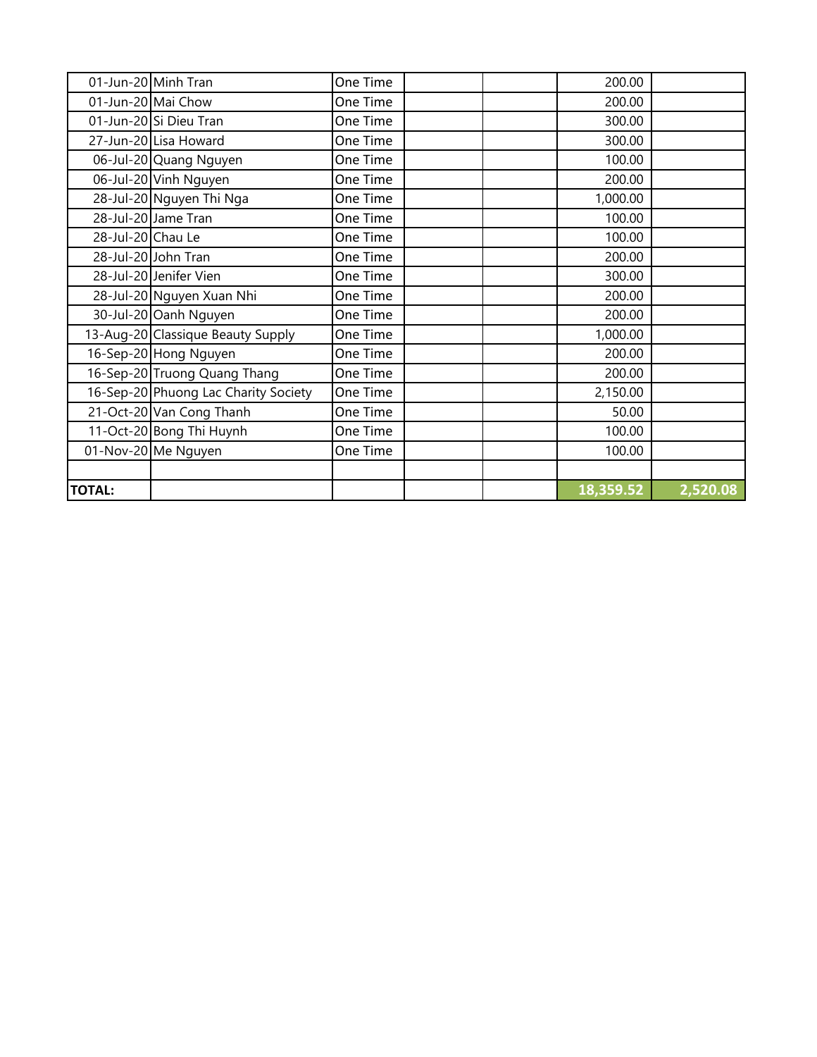| | | | | | | |
|---|---|---|---|---|---|---|
| 01-Jun-20 | Minh Tran | One Time | | | 200.00 | |
| 01-Jun-20 | Mai Chow | One Time | | | 200.00 | |
| 01-Jun-20 | Si Dieu Tran | One Time | | | 300.00 | |
| 27-Jun-20 | Lisa Howard | One Time | | | 300.00 | |
| 06-Jul-20 | Quang Nguyen | One Time | | | 100.00 | |
| 06-Jul-20 | Vinh Nguyen | One Time | | | 200.00 | |
| 28-Jul-20 | Nguyen Thi Nga | One Time | | | 1,000.00 | |
| 28-Jul-20 | Jame Tran | One Time | | | 100.00 | |
| 28-Jul-20 | Chau Le | One Time | | | 100.00 | |
| 28-Jul-20 | John Tran | One Time | | | 200.00 | |
| 28-Jul-20 | Jenifer Vien | One Time | | | 300.00 | |
| 28-Jul-20 | Nguyen Xuan Nhi | One Time | | | 200.00 | |
| 30-Jul-20 | Oanh Nguyen | One Time | | | 200.00 | |
| 13-Aug-20 | Classique Beauty Supply | One Time | | | 1,000.00 | |
| 16-Sep-20 | Hong Nguyen | One Time | | | 200.00 | |
| 16-Sep-20 | Truong Quang Thang | One Time | | | 200.00 | |
| 16-Sep-20 | Phuong Lac Charity Society | One Time | | | 2,150.00 | |
| 21-Oct-20 | Van Cong Thanh | One Time | | | 50.00 | |
| 11-Oct-20 | Bong Thi Huynh | One Time | | | 100.00 | |
| 01-Nov-20 | Me Nguyen | One Time | | | 100.00 | |
| | | | | | | |
| **TOTAL:** | | | | | **18,359.52** | **2,520.08** |